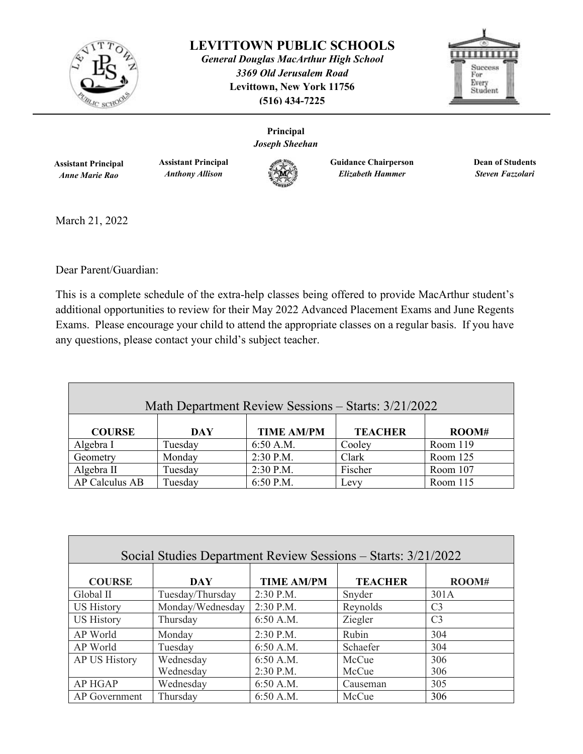# LEVITTOWN PUBLIC SCHOOLS

***General Douglas MacArthur High School***
***3369 Old Jerusalem Road***
**Levittown, New York 11756**
**(516) 434-7225**

**Principal**
***Joseph Sheehan***

**Assistant Principal**
***Anne Marie Rao***

**Assistant Principal**
***Anthony Allison***

**Guidance Chairperson**
***Elizabeth Hammer***

**Dean of Students**
***Steven Fazzolari***

March 21, 2022

Dear Parent/Guardian:

This is a complete schedule of the extra-help classes being offered to provide MacArthur student's additional opportunities to review for their May 2022 Advanced Placement Exams and June Regents Exams. Please encourage your child to attend the appropriate classes on a regular basis. If you have any questions, please contact your child's subject teacher.

| Math Department Review Sessions – Starts: 3/21/2022 | | | | |
|---|---|---|---|---|
| **COURSE** | **DAY** | **TIME AM/PM** | **TEACHER** | **ROOM#** |
| Algebra I | Tuesday | 6:50 A.M. | Cooley | Room 119 |
| Geometry | Monday | 2:30 P.M. | Clark | Room 125 |
| Algebra II | Tuesday | 2:30 P.M. | Fischer | Room 107 |
| AP Calculus AB | Tuesday | 6:50 P.M. | Levy | Room 115 |

| Social Studies Department Review Sessions – Starts: 3/21/2022 | | | | |
|---|---|---|---|---|
| **COURSE** | **DAY** | **TIME AM/PM** | **TEACHER** | **ROOM#** |
| Global II | Tuesday/Thursday | 2:30 P.M. | Snyder | 301A |
| US History | Monday/Wednesday | 2:30 P.M. | Reynolds | C3 |
| US History | Thursday | 6:50 A.M. | Ziegler | C3 |
| AP World | Monday | 2:30 P.M. | Rubin | 304 |
| AP World | Tuesday | 6:50 A.M. | Schaefer | 304 |
| AP US History | Wednesday<br>Wednesday | 6:50 A.M.<br>2:30 P.M. | McCue<br>McCue | 306<br>306 |
| AP HGAP | Wednesday | 6:50 A.M. | Causeman | 305 |
| AP Government | Thursday | 6:50 A.M. | McCue | 306 |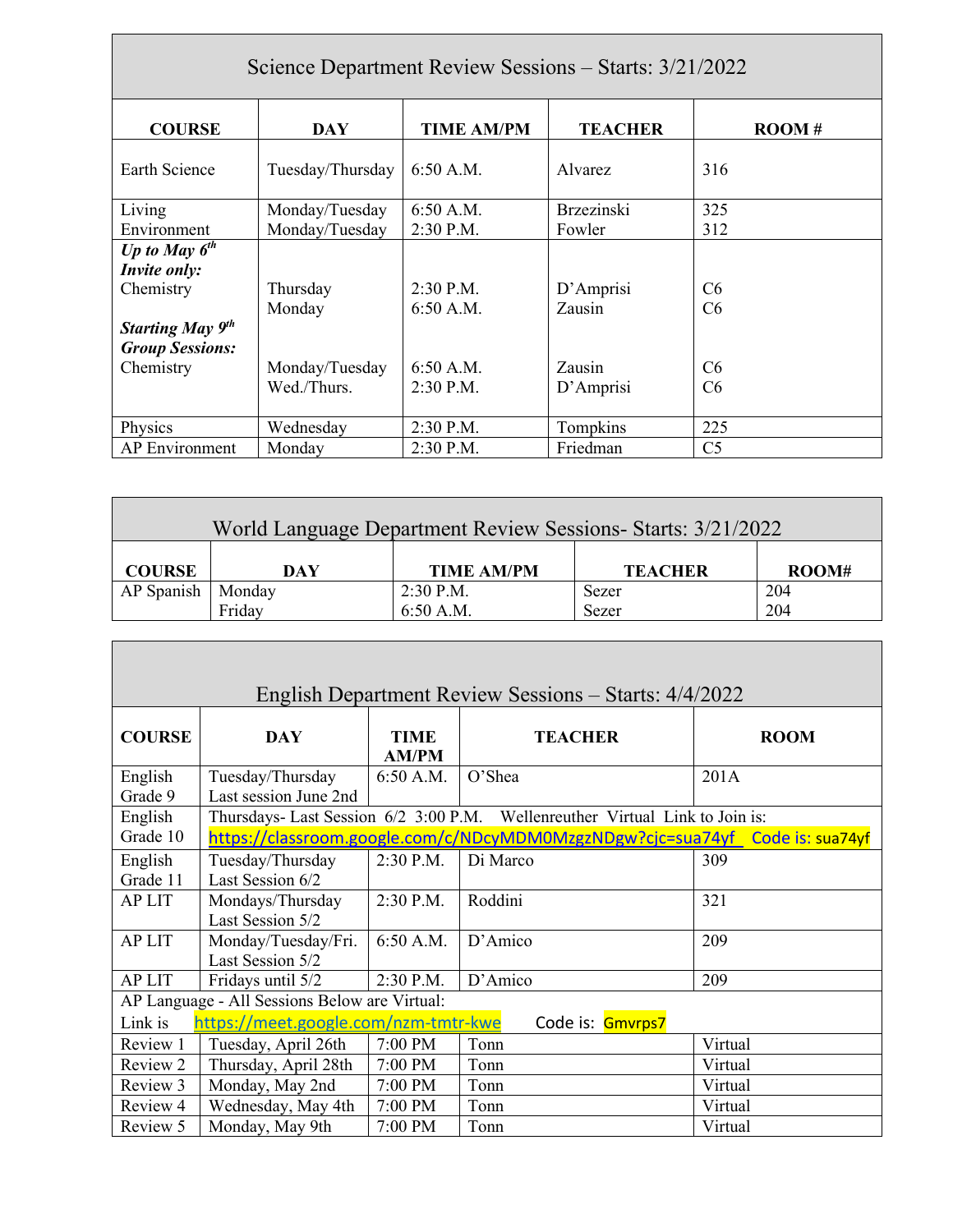| Science Department Review Sessions – Starts: 3/21/2022 | | | | |
|---|---|---|---|---|
| **COURSE** | **DAY** | **TIME AM/PM** | **TEACHER** | **ROOM #** |
| Earth Science | Tuesday/Thursday | 6:50 A.M. | Alvarez | 316 |
| Living Environment | Monday/Tuesday<br>Monday/Tuesday | 6:50 A.M.<br>2:30 P.M. | Brzezinski<br>Fowler | 325<br>312 |
| ***Up to May 6th Invite only:***<br>Chemistry | <br>Thursday<br>Monday | <br>2:30 P.M.<br>6:50 A.M. | <br>D'Amprisi<br>Zausin | <br>C6<br>C6 |
| ***Starting May 9th Group Sessions:***<br>Chemistry | <br>Monday/Tuesday<br>Wed./Thurs. | <br>6:50 A.M.<br>2:30 P.M. | <br>Zausin<br>D'Amprisi | <br>C6<br>C6 |
| Physics | Wednesday | 2:30 P.M. | Tompkins | 225 |
| AP Environment | Monday | 2:30 P.M. | Friedman | C5 |

| World Language Department Review Sessions- Starts: 3/21/2022 | | | | |
|---|---|---|---|---|
| **COURSE** | **DAY** | **TIME AM/PM** | **TEACHER** | **ROOM#** |
| AP Spanish | Monday<br>Friday | 2:30 P.M.<br>6:50 A.M. | Sezer<br>Sezer | 204<br>204 |

| English Department Review Sessions – Starts: 4/4/2022 | | | | |
|---|---|---|---|---|
| **COURSE** | **DAY** | **TIME AM/PM** | **TEACHER** | **ROOM** |
| English Grade 9 | Tuesday/Thursday<br>Last session June 2nd | 6:50 A.M. | O'Shea | 201A |
| English Grade 10 | Thursdays- Last Session 6/2 3:00 P.M. Wellenreuther Virtual Link to Join is: https://classroom.google.com/c/NDcyMDM0MzgzNDgw?cjc=sua74yf Code is: sua74yf | | | |
| English Grade 11 | Tuesday/Thursday<br>Last Session 6/2 | 2:30 P.M. | Di Marco | 309 |
| AP LIT | Mondays/Thursday<br>Last Session 5/2 | 2:30 P.M. | Roddini | 321 |
| AP LIT | Monday/Tuesday/Fri.<br>Last Session 5/2 | 6:50 A.M. | D'Amico | 209 |
| AP LIT | Fridays until 5/2 | 2:30 P.M. | D'Amico | 209 |
| AP Language - All Sessions Below are Virtual:<br>Link is https://meet.google.com/nzm-tmtr-kwe Code is: Gmvrps7 | | | | |
| Review 1 | Tuesday, April 26th | 7:00 PM | Tonn | Virtual |
| Review 2 | Thursday, April 28th | 7:00 PM | Tonn | Virtual |
| Review 3 | Monday, May 2nd | 7:00 PM | Tonn | Virtual |
| Review 4 | Wednesday, May 4th | 7:00 PM | Tonn | Virtual |
| Review 5 | Monday, May 9th | 7:00 PM | Tonn | Virtual |